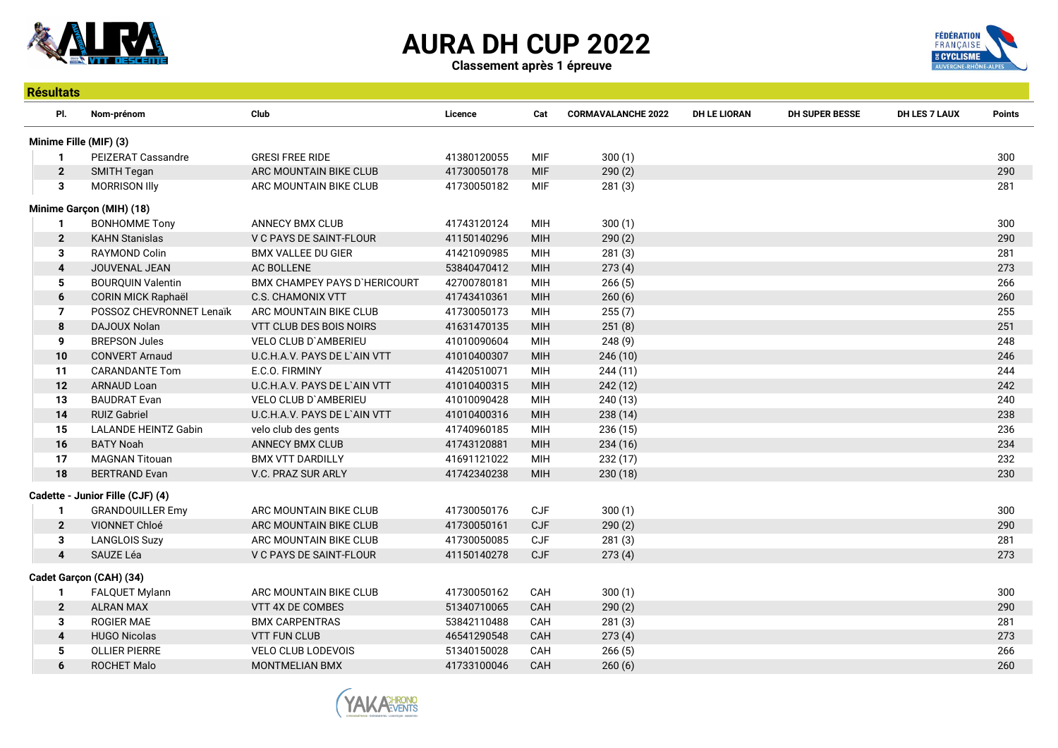# AURA DH CUP 2022

**Classement après 1 épreuve**

## Résultats

| Pl. | Nom-prénom | Club | Licence | Cat | CORMAVALANCHE 2022 | DH LE LIORAN | DH SUPER BESSE | DH LES 7 LAUX | Points |
|---|---|---|---|---|---|---|---|---|---|
| **Minime Fille (MIF) (3)** | | | | | | | | | |
| 1 | PEIZERAT Cassandre | GRESI FREE RIDE | 41380120055 | MIF | 300 (1) | | | | 300 |
| 2 | SMITH Tegan | ARC MOUNTAIN BIKE CLUB | 41730050178 | MIF | 290 (2) | | | | 290 |
| 3 | MORRISON Illy | ARC MOUNTAIN BIKE CLUB | 41730050182 | MIF | 281 (3) | | | | 281 |
| **Minime Garçon (MIH) (18)** | | | | | | | | | |
| 1 | BONHOMME Tony | ANNECY BMX CLUB | 41743120124 | MIH | 300 (1) | | | | 300 |
| 2 | KAHN Stanislas | V C PAYS DE SAINT-FLOUR | 41150140296 | MIH | 290 (2) | | | | 290 |
| 3 | RAYMOND Colin | BMX VALLEE DU GIER | 41421090985 | MIH | 281 (3) | | | | 281 |
| 4 | JOUVENAL JEAN | AC BOLLENE | 53840470412 | MIH | 273 (4) | | | | 273 |
| 5 | BOURQUIN Valentin | BMX CHAMPEY PAYS D`HERICOURT | 42700780181 | MIH | 266 (5) | | | | 266 |
| 6 | CORIN MICK Raphaël | C.S. CHAMONIX VTT | 41743410361 | MIH | 260 (6) | | | | 260 |
| 7 | POSSOZ CHEVRONNET Lenaïk | ARC MOUNTAIN BIKE CLUB | 41730050173 | MIH | 255 (7) | | | | 255 |
| 8 | DAJOUX Nolan | VTT CLUB DES BOIS NOIRS | 41631470135 | MIH | 251 (8) | | | | 251 |
| 9 | BREPSON Jules | VELO CLUB D`AMBERIEU | 41010090604 | MIH | 248 (9) | | | | 248 |
| 10 | CONVERT Arnaud | U.C.H.A.V. PAYS DE L`AIN VTT | 41010400307 | MIH | 246 (10) | | | | 246 |
| 11 | CARANDANTE Tom | E.C.O. FIRMINY | 41420510071 | MIH | 244 (11) | | | | 244 |
| 12 | ARNAUD Loan | U.C.H.A.V. PAYS DE L`AIN VTT | 41010400315 | MIH | 242 (12) | | | | 242 |
| 13 | BAUDRAT Evan | VELO CLUB D`AMBERIEU | 41010090428 | MIH | 240 (13) | | | | 240 |
| 14 | RUIZ Gabriel | U.C.H.A.V. PAYS DE L`AIN VTT | 41010400316 | MIH | 238 (14) | | | | 238 |
| 15 | LALANDE HEINTZ Gabin | velo club des gents | 41740960185 | MIH | 236 (15) | | | | 236 |
| 16 | BATY Noah | ANNECY BMX CLUB | 41743120881 | MIH | 234 (16) | | | | 234 |
| 17 | MAGNAN Titouan | BMX VTT DARDILLY | 41691121022 | MIH | 232 (17) | | | | 232 |
| 18 | BERTRAND Evan | V.C. PRAZ SUR ARLY | 41742340238 | MIH | 230 (18) | | | | 230 |
| **Cadette - Junior Fille (CJF) (4)** | | | | | | | | | |
| 1 | GRANDOUILLER Emy | ARC MOUNTAIN BIKE CLUB | 41730050176 | CJF | 300 (1) | | | | 300 |
| 2 | VIONNET Chloé | ARC MOUNTAIN BIKE CLUB | 41730050161 | CJF | 290 (2) | | | | 290 |
| 3 | LANGLOIS Suzy | ARC MOUNTAIN BIKE CLUB | 41730050085 | CJF | 281 (3) | | | | 281 |
| 4 | SAUZE Léa | V C PAYS DE SAINT-FLOUR | 41150140278 | CJF | 273 (4) | | | | 273 |
| **Cadet Garçon (CAH) (34)** | | | | | | | | | |
| 1 | FALQUET Mylann | ARC MOUNTAIN BIKE CLUB | 41730050162 | CAH | 300 (1) | | | | 300 |
| 2 | ALRAN MAX | VTT 4X DE COMBES | 51340710065 | CAH | 290 (2) | | | | 290 |
| 3 | ROGIER MAE | BMX CARPENTRAS | 53842110488 | CAH | 281 (3) | | | | 281 |
| 4 | HUGO Nicolas | VTT FUN CLUB | 46541290548 | CAH | 273 (4) | | | | 273 |
| 5 | OLLIER PIERRE | VELO CLUB LODEVOIS | 51340150028 | CAH | 266 (5) | | | | 266 |
| 6 | ROCHET Malo | MONTMELIAN BMX | 41733100046 | CAH | 260 (6) | | | | 260 |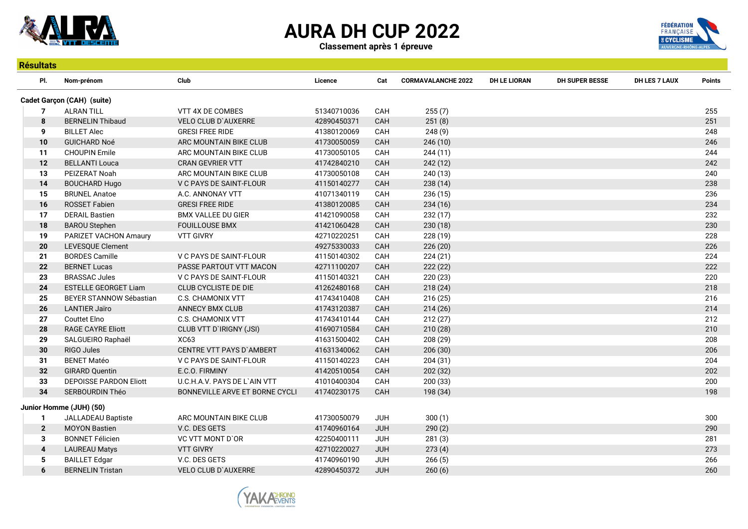# AURA DH CUP 2022

**Classement après 1 épreuve**

## Résultats

| Pl. | Nom-prénom | Club | Licence | Cat | CORMAVALANCHE 2022 | DH LE LIORAN | DH SUPER BESSE | DH LES 7 LAUX | Points |
|---|---|---|---|---|---|---|---|---|---|
| **Cadet Garçon (CAH) (suite)** | | | | | | | | | |
| 7 | ALRAN TILL | VTT 4X DE COMBES | 51340710036 | CAH | 255 (7) | | | | 255 |
| 8 | BERNELIN Thibaud | VELO CLUB D`AUXERRE | 42890450371 | CAH | 251 (8) | | | | 251 |
| 9 | BILLET Alec | GRESI FREE RIDE | 41380120069 | CAH | 248 (9) | | | | 248 |
| 10 | GUICHARD Noé | ARC MOUNTAIN BIKE CLUB | 41730050059 | CAH | 246 (10) | | | | 246 |
| 11 | CHOUPIN Emile | ARC MOUNTAIN BIKE CLUB | 41730050105 | CAH | 244 (11) | | | | 244 |
| 12 | BELLANTI Louca | CRAN GEVRIER VTT | 41742840210 | CAH | 242 (12) | | | | 242 |
| 13 | PEIZERAT Noah | ARC MOUNTAIN BIKE CLUB | 41730050108 | CAH | 240 (13) | | | | 240 |
| 14 | BOUCHARD Hugo | V C PAYS DE SAINT-FLOUR | 41150140277 | CAH | 238 (14) | | | | 238 |
| 15 | BRUNEL Anatoe | A.C. ANNONAY VTT | 41071340119 | CAH | 236 (15) | | | | 236 |
| 16 | ROSSET Fabien | GRESI FREE RIDE | 41380120085 | CAH | 234 (16) | | | | 234 |
| 17 | DERAIL Bastien | BMX VALLEE DU GIER | 41421090058 | CAH | 232 (17) | | | | 232 |
| 18 | BAROU Stephen | FOUILLOUSE BMX | 41421060428 | CAH | 230 (18) | | | | 230 |
| 19 | PARIZET VACHON Amaury | VTT GIVRY | 42710220251 | CAH | 228 (19) | | | | 228 |
| 20 | LEVESQUE Clement | | 49275330033 | CAH | 226 (20) | | | | 226 |
| 21 | BORDES Camille | V C PAYS DE SAINT-FLOUR | 41150140302 | CAH | 224 (21) | | | | 224 |
| 22 | BERNET Lucas | PASSE PARTOUT VTT MACON | 42711100207 | CAH | 222 (22) | | | | 222 |
| 23 | BRASSAC Jules | V C PAYS DE SAINT-FLOUR | 41150140321 | CAH | 220 (23) | | | | 220 |
| 24 | ESTELLE GEORGET Liam | CLUB CYCLISTE DE DIE | 41262480168 | CAH | 218 (24) | | | | 218 |
| 25 | BEYER STANNOW Sébastian | C.S. CHAMONIX VTT | 41743410408 | CAH | 216 (25) | | | | 216 |
| 26 | LANTIER Jaïro | ANNECY BMX CLUB | 41743120387 | CAH | 214 (26) | | | | 214 |
| 27 | Couttet Elno | C.S. CHAMONIX VTT | 41743410144 | CAH | 212 (27) | | | | 212 |
| 28 | RAGE CAYRE Eliott | CLUB VTT D`IRIGNY (JSI) | 41690710584 | CAH | 210 (28) | | | | 210 |
| 29 | SALGUEIRO Raphaël | XC63 | 41631500402 | CAH | 208 (29) | | | | 208 |
| 30 | RIGO Jules | CENTRE VTT PAYS D`AMBERT | 41631340062 | CAH | 206 (30) | | | | 206 |
| 31 | BENET Matéo | V C PAYS DE SAINT-FLOUR | 41150140223 | CAH | 204 (31) | | | | 204 |
| 32 | GIRARD Quentin | E.C.O. FIRMINY | 41420510054 | CAH | 202 (32) | | | | 202 |
| 33 | DEPOISSE PARDON Eliott | U.C.H.A.V. PAYS DE L`AIN VTT | 41010400304 | CAH | 200 (33) | | | | 200 |
| 34 | SERBOURDIN Théo | BONNEVILLE ARVE ET BORNE CYCLI | 41740230175 | CAH | 198 (34) | | | | 198 |
| **Junior Homme (JUH) (50)** | | | | | | | | | |
| 1 | JALLADEAU Baptiste | ARC MOUNTAIN BIKE CLUB | 41730050079 | JUH | 300 (1) | | | | 300 |
| 2 | MOYON Bastien | V.C. DES GETS | 41740960164 | JUH | 290 (2) | | | | 290 |
| 3 | BONNET Félicien | VC VTT MONT D`OR | 42250400111 | JUH | 281 (3) | | | | 281 |
| 4 | LAUREAU Matys | VTT GIVRY | 42710220027 | JUH | 273 (4) | | | | 273 |
| 5 | BAILLET Edgar | V.C. DES GETS | 41740960190 | JUH | 266 (5) | | | | 266 |
| 6 | BERNELIN Tristan | VELO CLUB D`AUXERRE | 42890450372 | JUH | 260 (6) | | | | 260 |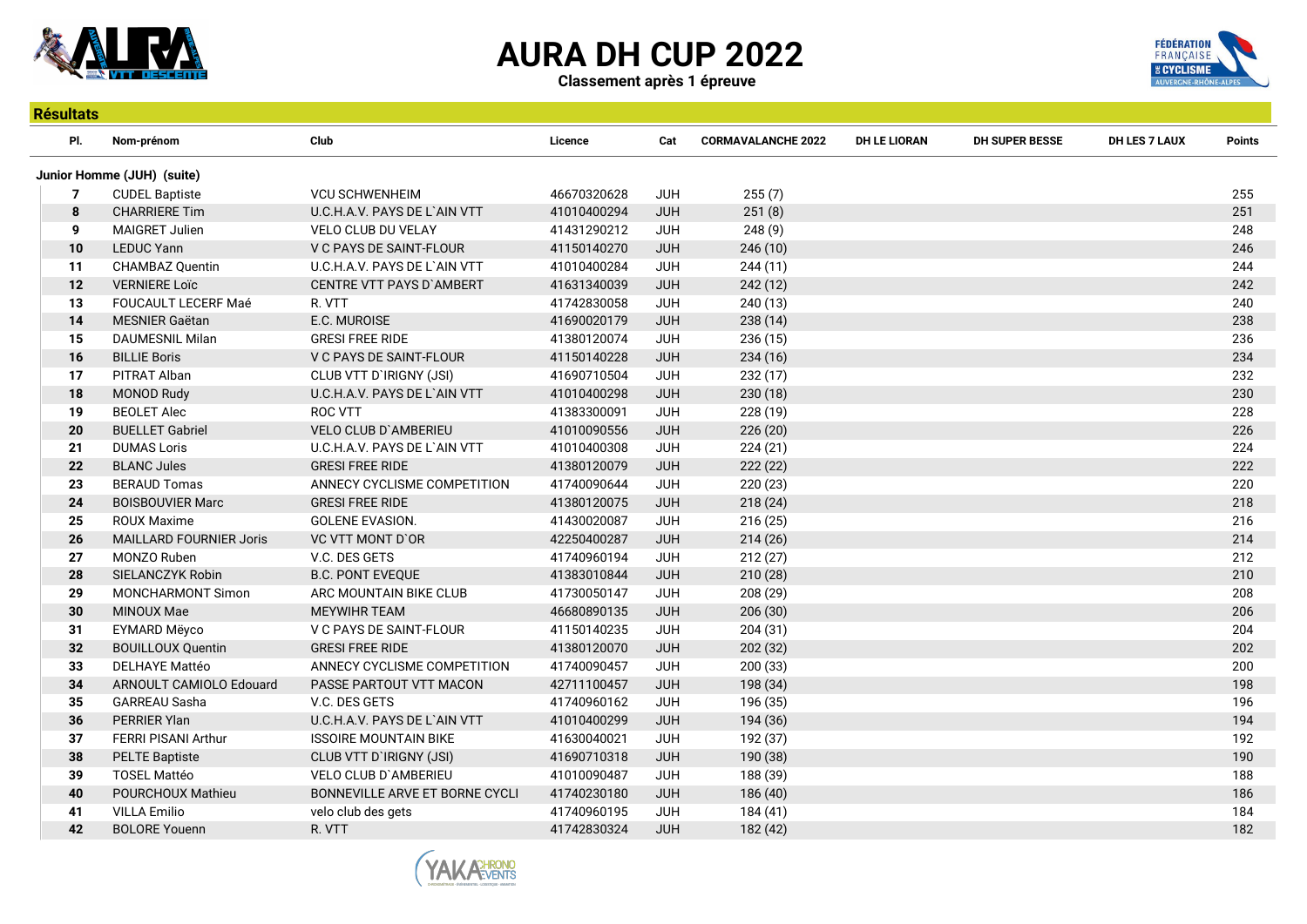# AURA DH CUP 2022

**Classement après 1 épreuve**

## Résultats

| Pl. | Nom-prénom | Club | Licence | Cat | CORMAVALANCHE 2022 | DH LE LIORAN | DH SUPER BESSE | DH LES 7 LAUX | Points |
|---|---|---|---|---|---|---|---|---|---|
| **Junior Homme (JUH) (suite)** | | | | | | | | | |
| 7 | CUDEL Baptiste | VCU SCHWENHEIM | 46670320628 | JUH | 255 (7) | | | | 255 |
| 8 | CHARRIERE Tim | U.C.H.A.V. PAYS DE L`AIN VTT | 41010400294 | JUH | 251 (8) | | | | 251 |
| 9 | MAIGRET Julien | VELO CLUB DU VELAY | 41431290212 | JUH | 248 (9) | | | | 248 |
| 10 | LEDUC Yann | V C PAYS DE SAINT-FLOUR | 41150140270 | JUH | 246 (10) | | | | 246 |
| 11 | CHAMBAZ Quentin | U.C.H.A.V. PAYS DE L`AIN VTT | 41010400284 | JUH | 244 (11) | | | | 244 |
| 12 | VERNIERE Loïc | CENTRE VTT PAYS D`AMBERT | 41631340039 | JUH | 242 (12) | | | | 242 |
| 13 | FOUCAULT LECERF Maé | R. VTT | 41742830058 | JUH | 240 (13) | | | | 240 |
| 14 | MESNIER Gaëtan | E.C. MUROISE | 41690020179 | JUH | 238 (14) | | | | 238 |
| 15 | DAUMESNIL Milan | GRESI FREE RIDE | 41380120074 | JUH | 236 (15) | | | | 236 |
| 16 | BILLIE Boris | V C PAYS DE SAINT-FLOUR | 41150140228 | JUH | 234 (16) | | | | 234 |
| 17 | PITRAT Alban | CLUB VTT D`IRIGNY (JSI) | 41690710504 | JUH | 232 (17) | | | | 232 |
| 18 | MONOD Rudy | U.C.H.A.V. PAYS DE L`AIN VTT | 41010400298 | JUH | 230 (18) | | | | 230 |
| 19 | BEOLET Alec | ROC VTT | 41383300091 | JUH | 228 (19) | | | | 228 |
| 20 | BUELLET Gabriel | VELO CLUB D`AMBERIEU | 41010090556 | JUH | 226 (20) | | | | 226 |
| 21 | DUMAS Loris | U.C.H.A.V. PAYS DE L`AIN VTT | 41010400308 | JUH | 224 (21) | | | | 224 |
| 22 | BLANC Jules | GRESI FREE RIDE | 41380120079 | JUH | 222 (22) | | | | 222 |
| 23 | BERAUD Tomas | ANNECY CYCLISME COMPETITION | 41740090644 | JUH | 220 (23) | | | | 220 |
| 24 | BOISBOUVIER Marc | GRESI FREE RIDE | 41380120075 | JUH | 218 (24) | | | | 218 |
| 25 | ROUX Maxime | GOLENE EVASION. | 41430020087 | JUH | 216 (25) | | | | 216 |
| 26 | MAILLARD FOURNIER Joris | VC VTT MONT D`OR | 42250400287 | JUH | 214 (26) | | | | 214 |
| 27 | MONZO Ruben | V.C. DES GETS | 41740960194 | JUH | 212 (27) | | | | 212 |
| 28 | SIELANCZYK Robin | B.C. PONT EVEQUE | 41383010844 | JUH | 210 (28) | | | | 210 |
| 29 | MONCHARMONT Simon | ARC MOUNTAIN BIKE CLUB | 41730050147 | JUH | 208 (29) | | | | 208 |
| 30 | MINOUX Mae | MEYWIHR TEAM | 46680890135 | JUH | 206 (30) | | | | 206 |
| 31 | EYMARD Mëyco | V C PAYS DE SAINT-FLOUR | 41150140235 | JUH | 204 (31) | | | | 204 |
| 32 | BOUILLOUX Quentin | GRESI FREE RIDE | 41380120070 | JUH | 202 (32) | | | | 202 |
| 33 | DELHAYE Mattéo | ANNECY CYCLISME COMPETITION | 41740090457 | JUH | 200 (33) | | | | 200 |
| 34 | ARNOULT CAMIOLO Edouard | PASSE PARTOUT VTT MACON | 42711100457 | JUH | 198 (34) | | | | 198 |
| 35 | GARREAU Sasha | V.C. DES GETS | 41740960162 | JUH | 196 (35) | | | | 196 |
| 36 | PERRIER Ylan | U.C.H.A.V. PAYS DE L`AIN VTT | 41010400299 | JUH | 194 (36) | | | | 194 |
| 37 | FERRI PISANI Arthur | ISSOIRE MOUNTAIN BIKE | 41630040021 | JUH | 192 (37) | | | | 192 |
| 38 | PELTE Baptiste | CLUB VTT D`IRIGNY (JSI) | 41690710318 | JUH | 190 (38) | | | | 190 |
| 39 | TOSEL Mattéo | VELO CLUB D`AMBERIEU | 41010090487 | JUH | 188 (39) | | | | 188 |
| 40 | POURCHOUX Mathieu | BONNEVILLE ARVE ET BORNE CYCLI | 41740230180 | JUH | 186 (40) | | | | 186 |
| 41 | VILLA Emilio | velo club des gets | 41740960195 | JUH | 184 (41) | | | | 184 |
| 42 | BOLORE Youenn | R. VTT | 41742830324 | JUH | 182 (42) | | | | 182 |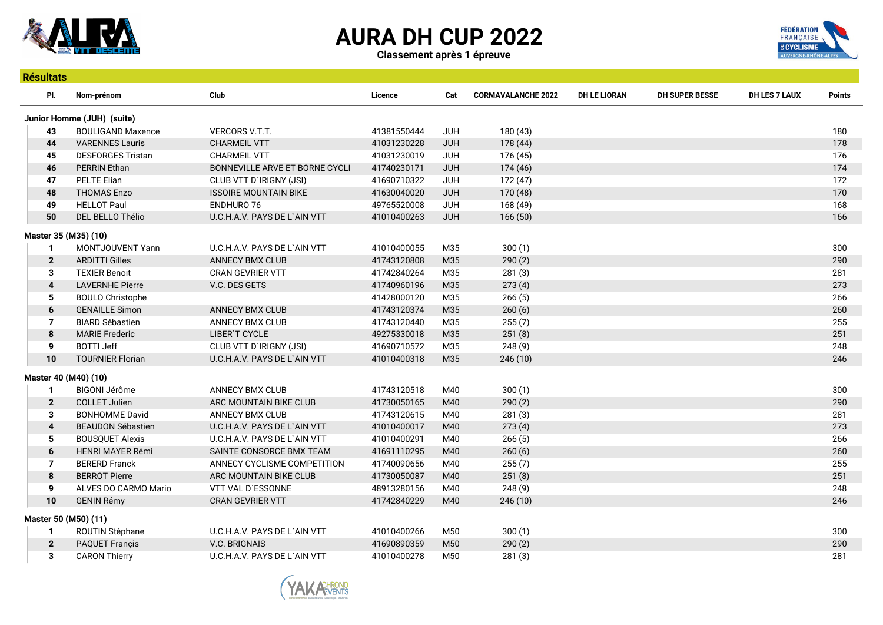# AURA DH CUP 2022

**Classement après 1 épreuve**

## Résultats

| Pl. | Nom-prénom | Club | Licence | Cat | CORMAVALANCHE 2022 | DH LE LIORAN | DH SUPER BESSE | DH LES 7 LAUX | Points |
|---|---|---|---|---|---|---|---|---|---|
| **Junior Homme (JUH) (suite)** | | | | | | | | | |
| 43 | BOULIGAND Maxence | VERCORS V.T.T. | 41381550444 | JUH | 180 (43) | | | | 180 |
| 44 | VARENNES Lauris | CHARMEIL VTT | 41031230228 | JUH | 178 (44) | | | | 178 |
| 45 | DESFORGES Tristan | CHARMEIL VTT | 41031230019 | JUH | 176 (45) | | | | 176 |
| 46 | PERRIN Ethan | BONNEVILLE ARVE ET BORNE CYCLI | 41740230171 | JUH | 174 (46) | | | | 174 |
| 47 | PELTE Elian | CLUB VTT D`IRIGNY (JSI) | 41690710322 | JUH | 172 (47) | | | | 172 |
| 48 | THOMAS Enzo | ISSOIRE MOUNTAIN BIKE | 41630040020 | JUH | 170 (48) | | | | 170 |
| 49 | HELLOT Paul | ENDHURO 76 | 49765520008 | JUH | 168 (49) | | | | 168 |
| 50 | DEL BELLO Thélio | U.C.H.A.V. PAYS DE L`AIN VTT | 41010400263 | JUH | 166 (50) | | | | 166 |
| **Master 35 (M35) (10)** | | | | | | | | | |
| 1 | MONTJOUVENT Yann | U.C.H.A.V. PAYS DE L`AIN VTT | 41010400055 | M35 | 300 (1) | | | | 300 |
| 2 | ARDITTI Gilles | ANNECY BMX CLUB | 41743120808 | M35 | 290 (2) | | | | 290 |
| 3 | TEXIER Benoit | CRAN GEVRIER VTT | 41742840264 | M35 | 281 (3) | | | | 281 |
| 4 | LAVERNHE Pierre | V.C. DES GETS | 41740960196 | M35 | 273 (4) | | | | 273 |
| 5 | BOULO Christophe | | 41428000120 | M35 | 266 (5) | | | | 266 |
| 6 | GENAILLE Simon | ANNECY BMX CLUB | 41743120374 | M35 | 260 (6) | | | | 260 |
| 7 | BIARD Sébastien | ANNECY BMX CLUB | 41743120440 | M35 | 255 (7) | | | | 255 |
| 8 | MARIE Frederic | LIBER`T CYCLE | 49275330018 | M35 | 251 (8) | | | | 251 |
| 9 | BOTTI Jeff | CLUB VTT D`IRIGNY (JSI) | 41690710572 | M35 | 248 (9) | | | | 248 |
| 10 | TOURNIER Florian | U.C.H.A.V. PAYS DE L`AIN VTT | 41010400318 | M35 | 246 (10) | | | | 246 |
| **Master 40 (M40) (10)** | | | | | | | | | |
| 1 | BIGONI Jérôme | ANNECY BMX CLUB | 41743120518 | M40 | 300 (1) | | | | 300 |
| 2 | COLLET Julien | ARC MOUNTAIN BIKE CLUB | 41730050165 | M40 | 290 (2) | | | | 290 |
| 3 | BONHOMME David | ANNECY BMX CLUB | 41743120615 | M40 | 281 (3) | | | | 281 |
| 4 | BEAUDON Sébastien | U.C.H.A.V. PAYS DE L`AIN VTT | 41010400017 | M40 | 273 (4) | | | | 273 |
| 5 | BOUSQUET Alexis | U.C.H.A.V. PAYS DE L`AIN VTT | 41010400291 | M40 | 266 (5) | | | | 266 |
| 6 | HENRI MAYER Rémi | SAINTE CONSORCE BMX TEAM | 41691110295 | M40 | 260 (6) | | | | 260 |
| 7 | BERERD Franck | ANNECY CYCLISME COMPETITION | 41740090656 | M40 | 255 (7) | | | | 255 |
| 8 | BERROT Pierre | ARC MOUNTAIN BIKE CLUB | 41730050087 | M40 | 251 (8) | | | | 251 |
| 9 | ALVES DO CARMO Mario | VTT VAL D`ESSONNE | 48913280156 | M40 | 248 (9) | | | | 248 |
| 10 | GENIN Rémy | CRAN GEVRIER VTT | 41742840229 | M40 | 246 (10) | | | | 246 |
| **Master 50 (M50) (11)** | | | | | | | | | |
| 1 | ROUTIN Stéphane | U.C.H.A.V. PAYS DE L`AIN VTT | 41010400266 | M50 | 300 (1) | | | | 300 |
| 2 | PAQUET Françis | V.C. BRIGNAIS | 41690890359 | M50 | 290 (2) | | | | 290 |
| 3 | CARON Thierry | U.C.H.A.V. PAYS DE L`AIN VTT | 41010400278 | M50 | 281 (3) | | | | 281 |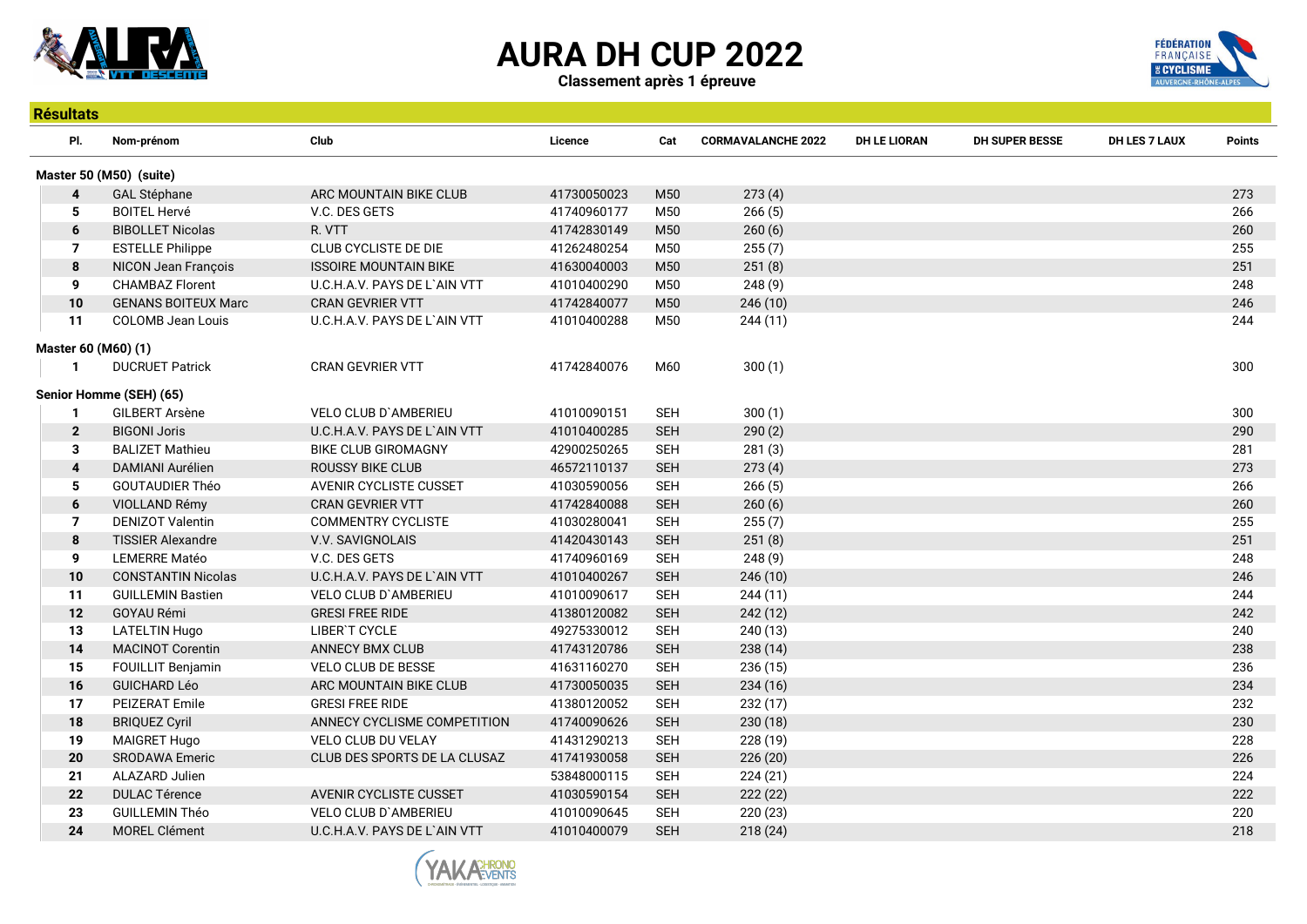# AURA DH CUP 2022

**Classement après 1 épreuve**

## Résultats

| Pl. | Nom-prénom | Club | Licence | Cat | CORMAVALANCHE 2022 | DH LE LIORAN | DH SUPER BESSE | DH LES 7 LAUX | Points |
|---|---|---|---|---|---|---|---|---|---|
| **Master 50 (M50) (suite)** | | | | | | | | | |
| 4 | GAL Stéphane | ARC MOUNTAIN BIKE CLUB | 41730050023 | M50 | 273 (4) | | | | 273 |
| 5 | BOITEL Hervé | V.C. DES GETS | 41740960177 | M50 | 266 (5) | | | | 266 |
| 6 | BIBOLLET Nicolas | R. VTT | 41742830149 | M50 | 260 (6) | | | | 260 |
| 7 | ESTELLE Philippe | CLUB CYCLISTE DE DIE | 41262480254 | M50 | 255 (7) | | | | 255 |
| 8 | NICON Jean François | ISSOIRE MOUNTAIN BIKE | 41630040003 | M50 | 251 (8) | | | | 251 |
| 9 | CHAMBAZ Florent | U.C.H.A.V. PAYS DE L`AIN VTT | 41010400290 | M50 | 248 (9) | | | | 248 |
| 10 | GENANS BOITEUX Marc | CRAN GEVRIER VTT | 41742840077 | M50 | 246 (10) | | | | 246 |
| 11 | COLOMB Jean Louis | U.C.H.A.V. PAYS DE L`AIN VTT | 41010400288 | M50 | 244 (11) | | | | 244 |
| **Master 60 (M60) (1)** | | | | | | | | | |
| 1 | DUCRUET Patrick | CRAN GEVRIER VTT | 41742840076 | M60 | 300 (1) | | | | 300 |
| **Senior Homme (SEH) (65)** | | | | | | | | | |
| 1 | GILBERT Arsène | VELO CLUB D`AMBERIEU | 41010090151 | SEH | 300 (1) | | | | 300 |
| 2 | BIGONI Joris | U.C.H.A.V. PAYS DE L`AIN VTT | 41010400285 | SEH | 290 (2) | | | | 290 |
| 3 | BALIZET Mathieu | BIKE CLUB GIROMAGNY | 42900250265 | SEH | 281 (3) | | | | 281 |
| 4 | DAMIANI Aurélien | ROUSSY BIKE CLUB | 46572110137 | SEH | 273 (4) | | | | 273 |
| 5 | GOUTAUDIER Théo | AVENIR CYCLISTE CUSSET | 41030590056 | SEH | 266 (5) | | | | 266 |
| 6 | VIOLLAND Rémy | CRAN GEVRIER VTT | 41742840088 | SEH | 260 (6) | | | | 260 |
| 7 | DENIZOT Valentin | COMMENTRY CYCLISTE | 41030280041 | SEH | 255 (7) | | | | 255 |
| 8 | TISSIER Alexandre | V.V. SAVIGNOLAIS | 41420430143 | SEH | 251 (8) | | | | 251 |
| 9 | LEMERRE Matéo | V.C. DES GETS | 41740960169 | SEH | 248 (9) | | | | 248 |
| 10 | CONSTANTIN Nicolas | U.C.H.A.V. PAYS DE L`AIN VTT | 41010400267 | SEH | 246 (10) | | | | 246 |
| 11 | GUILLEMIN Bastien | VELO CLUB D`AMBERIEU | 41010090617 | SEH | 244 (11) | | | | 244 |
| 12 | GOYAU Rémi | GRESI FREE RIDE | 41380120082 | SEH | 242 (12) | | | | 242 |
| 13 | LATELTIN Hugo | LIBER`T CYCLE | 49275330012 | SEH | 240 (13) | | | | 240 |
| 14 | MACINOT Corentin | ANNECY BMX CLUB | 41743120786 | SEH | 238 (14) | | | | 238 |
| 15 | FOUILLIT Benjamin | VELO CLUB DE BESSE | 41631160270 | SEH | 236 (15) | | | | 236 |
| 16 | GUICHARD Léo | ARC MOUNTAIN BIKE CLUB | 41730050035 | SEH | 234 (16) | | | | 234 |
| 17 | PEIZERAT Emile | GRESI FREE RIDE | 41380120052 | SEH | 232 (17) | | | | 232 |
| 18 | BRIQUEZ Cyril | ANNECY CYCLISME COMPETITION | 41740090626 | SEH | 230 (18) | | | | 230 |
| 19 | MAIGRET Hugo | VELO CLUB DU VELAY | 41431290213 | SEH | 228 (19) | | | | 228 |
| 20 | SRODAWA Emeric | CLUB DES SPORTS DE LA CLUSAZ | 41741930058 | SEH | 226 (20) | | | | 226 |
| 21 | ALAZARD Julien | | 53848000115 | SEH | 224 (21) | | | | 224 |
| 22 | DULAC Térence | AVENIR CYCLISTE CUSSET | 41030590154 | SEH | 222 (22) | | | | 222 |
| 23 | GUILLEMIN Théo | VELO CLUB D`AMBERIEU | 41010090645 | SEH | 220 (23) | | | | 220 |
| 24 | MOREL Clément | U.C.H.A.V. PAYS DE L`AIN VTT | 41010400079 | SEH | 218 (24) | | | | 218 |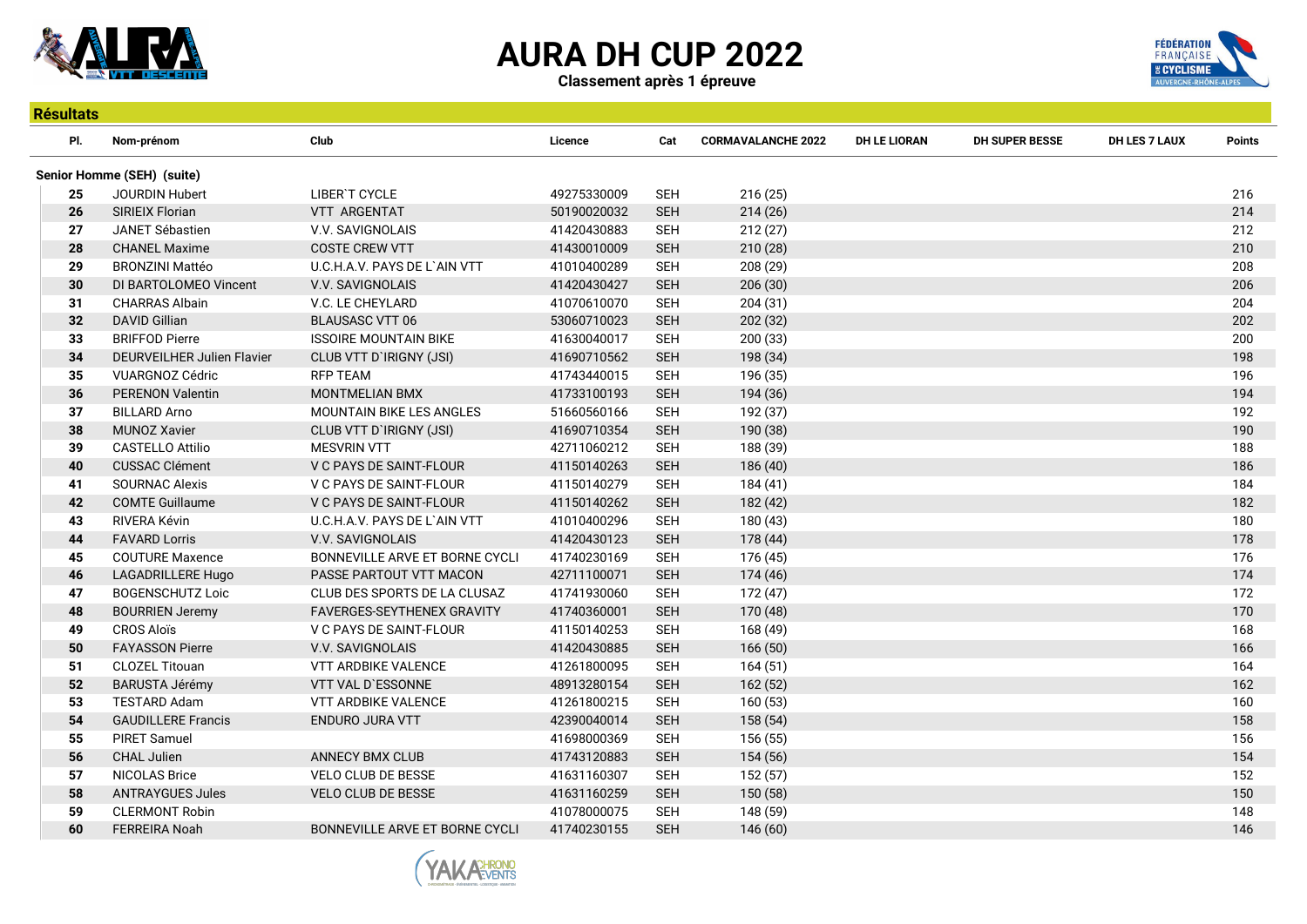# AURA DH CUP 2022

**Classement après 1 épreuve**

## Résultats

| Pl. | Nom-prénom | Club | Licence | Cat | CORMAVALANCHE 2022 | DH LE LIORAN | DH SUPER BESSE | DH LES 7 LAUX | Points |
|---|---|---|---|---|---|---|---|---|---|
| **Senior Homme (SEH) (suite)** | | | | | | | | | |
| 25 | JOURDIN Hubert | LIBER`T CYCLE | 49275330009 | SEH | 216 (25) | | | | 216 |
| 26 | SIRIEIX Florian | VTT ARGENTAT | 50190020032 | SEH | 214 (26) | | | | 214 |
| 27 | JANET Sébastien | V.V. SAVIGNOLAIS | 41420430883 | SEH | 212 (27) | | | | 212 |
| 28 | CHANEL Maxime | COSTE CREW VTT | 41430010009 | SEH | 210 (28) | | | | 210 |
| 29 | BRONZINI Mattéo | U.C.H.A.V. PAYS DE L`AIN VTT | 41010400289 | SEH | 208 (29) | | | | 208 |
| 30 | DI BARTOLOMEO Vincent | V.V. SAVIGNOLAIS | 41420430427 | SEH | 206 (30) | | | | 206 |
| 31 | CHARRAS Albain | V.C. LE CHEYLARD | 41070610070 | SEH | 204 (31) | | | | 204 |
| 32 | DAVID Gillian | BLAUSASC VTT 06 | 53060710023 | SEH | 202 (32) | | | | 202 |
| 33 | BRIFFOD Pierre | ISSOIRE MOUNTAIN BIKE | 41630040017 | SEH | 200 (33) | | | | 200 |
| 34 | DEURVEILHER Julien Flavier | CLUB VTT D`IRIGNY (JSI) | 41690710562 | SEH | 198 (34) | | | | 198 |
| 35 | VUARGNOZ Cédric | RFP TEAM | 41743440015 | SEH | 196 (35) | | | | 196 |
| 36 | PERENON Valentin | MONTMELIAN BMX | 41733100193 | SEH | 194 (36) | | | | 194 |
| 37 | BILLARD Arno | MOUNTAIN BIKE LES ANGLES | 51660560166 | SEH | 192 (37) | | | | 192 |
| 38 | MUNOZ Xavier | CLUB VTT D`IRIGNY (JSI) | 41690710354 | SEH | 190 (38) | | | | 190 |
| 39 | CASTELLO Attilio | MESVRIN VTT | 42711060212 | SEH | 188 (39) | | | | 188 |
| 40 | CUSSAC Clément | V C PAYS DE SAINT-FLOUR | 41150140263 | SEH | 186 (40) | | | | 186 |
| 41 | SOURNAC Alexis | V C PAYS DE SAINT-FLOUR | 41150140279 | SEH | 184 (41) | | | | 184 |
| 42 | COMTE Guillaume | V C PAYS DE SAINT-FLOUR | 41150140262 | SEH | 182 (42) | | | | 182 |
| 43 | RIVERA Kévin | U.C.H.A.V. PAYS DE L`AIN VTT | 41010400296 | SEH | 180 (43) | | | | 180 |
| 44 | FAVARD Lorris | V.V. SAVIGNOLAIS | 41420430123 | SEH | 178 (44) | | | | 178 |
| 45 | COUTURE Maxence | BONNEVILLE ARVE ET BORNE CYCLI | 41740230169 | SEH | 176 (45) | | | | 176 |
| 46 | LAGADRILLERE Hugo | PASSE PARTOUT VTT MACON | 42711100071 | SEH | 174 (46) | | | | 174 |
| 47 | BOGENSCHUTZ Loic | CLUB DES SPORTS DE LA CLUSAZ | 41741930060 | SEH | 172 (47) | | | | 172 |
| 48 | BOURRIEN Jeremy | FAVERGES-SEYTHENEX GRAVITY | 41740360001 | SEH | 170 (48) | | | | 170 |
| 49 | CROS Aloïs | V C PAYS DE SAINT-FLOUR | 41150140253 | SEH | 168 (49) | | | | 168 |
| 50 | FAYASSON Pierre | V.V. SAVIGNOLAIS | 41420430885 | SEH | 166 (50) | | | | 166 |
| 51 | CLOZEL Titouan | VTT ARDBIKE VALENCE | 41261800095 | SEH | 164 (51) | | | | 164 |
| 52 | BARUSTA Jérémy | VTT VAL D`ESSONNE | 48913280154 | SEH | 162 (52) | | | | 162 |
| 53 | TESTARD Adam | VTT ARDBIKE VALENCE | 41261800215 | SEH | 160 (53) | | | | 160 |
| 54 | GAUDILLERE Francis | ENDURO JURA VTT | 42390040014 | SEH | 158 (54) | | | | 158 |
| 55 | PIRET Samuel | | 41698000369 | SEH | 156 (55) | | | | 156 |
| 56 | CHAL Julien | ANNECY BMX CLUB | 41743120883 | SEH | 154 (56) | | | | 154 |
| 57 | NICOLAS Brice | VELO CLUB DE BESSE | 41631160307 | SEH | 152 (57) | | | | 152 |
| 58 | ANTRAYGUES Jules | VELO CLUB DE BESSE | 41631160259 | SEH | 150 (58) | | | | 150 |
| 59 | CLERMONT Robin | | 41078000075 | SEH | 148 (59) | | | | 148 |
| 60 | FERREIRA Noah | BONNEVILLE ARVE ET BORNE CYCLI | 41740230155 | SEH | 146 (60) | | | | 146 |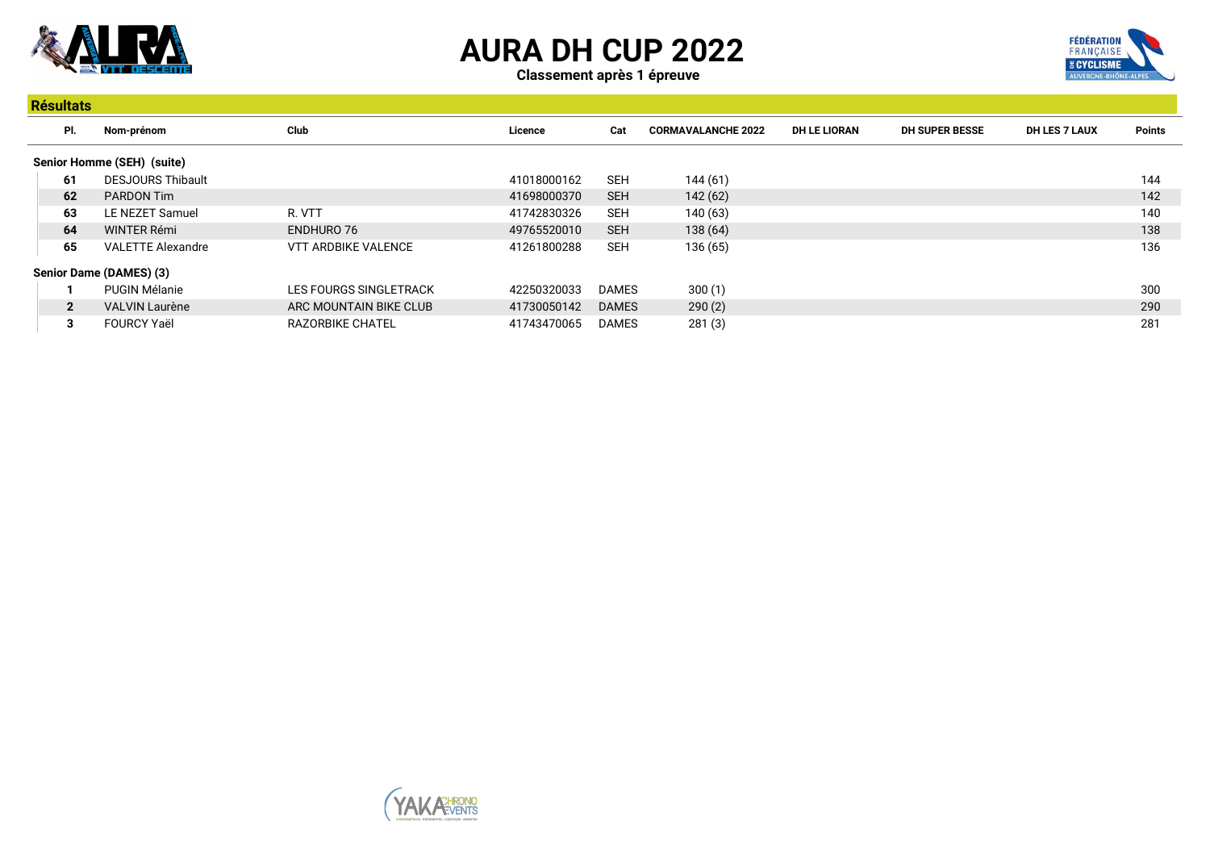# AURA DH CUP 2022

**Classement après 1 épreuve**

## Résultats

| Pl. | Nom-prénom | Club | Licence | Cat | CORMAVALANCHE 2022 | DH LE LIORAN | DH SUPER BESSE | DH LES 7 LAUX | Points |
|---|---|---|---|---|---|---|---|---|---|
| **Senior Homme (SEH) (suite)** | | | | | | | | | |
| **61** | DESJOURS Thibault | | 41018000162 | SEH | 144 (61) | | | | 144 |
| **62** | PARDON Tim | | 41698000370 | SEH | 142 (62) | | | | 142 |
| **63** | LE NEZET Samuel | R. VTT | 41742830326 | SEH | 140 (63) | | | | 140 |
| **64** | WINTER Rémi | ENDHURO 76 | 49765520010 | SEH | 138 (64) | | | | 138 |
| **65** | VALETTE Alexandre | VTT ARDBIKE VALENCE | 41261800288 | SEH | 136 (65) | | | | 136 |
| **Senior Dame (DAMES) (3)** | | | | | | | | | |
| **1** | PUGIN Mélanie | LES FOURGS SINGLETRACK | 42250320033 | DAMES | 300 (1) | | | | 300 |
| **2** | VALVIN Laurène | ARC MOUNTAIN BIKE CLUB | 41730050142 | DAMES | 290 (2) | | | | 290 |
| **3** | FOURCY Yaël | RAZORBIKE CHATEL | 41743470065 | DAMES | 281 (3) | | | | 281 |